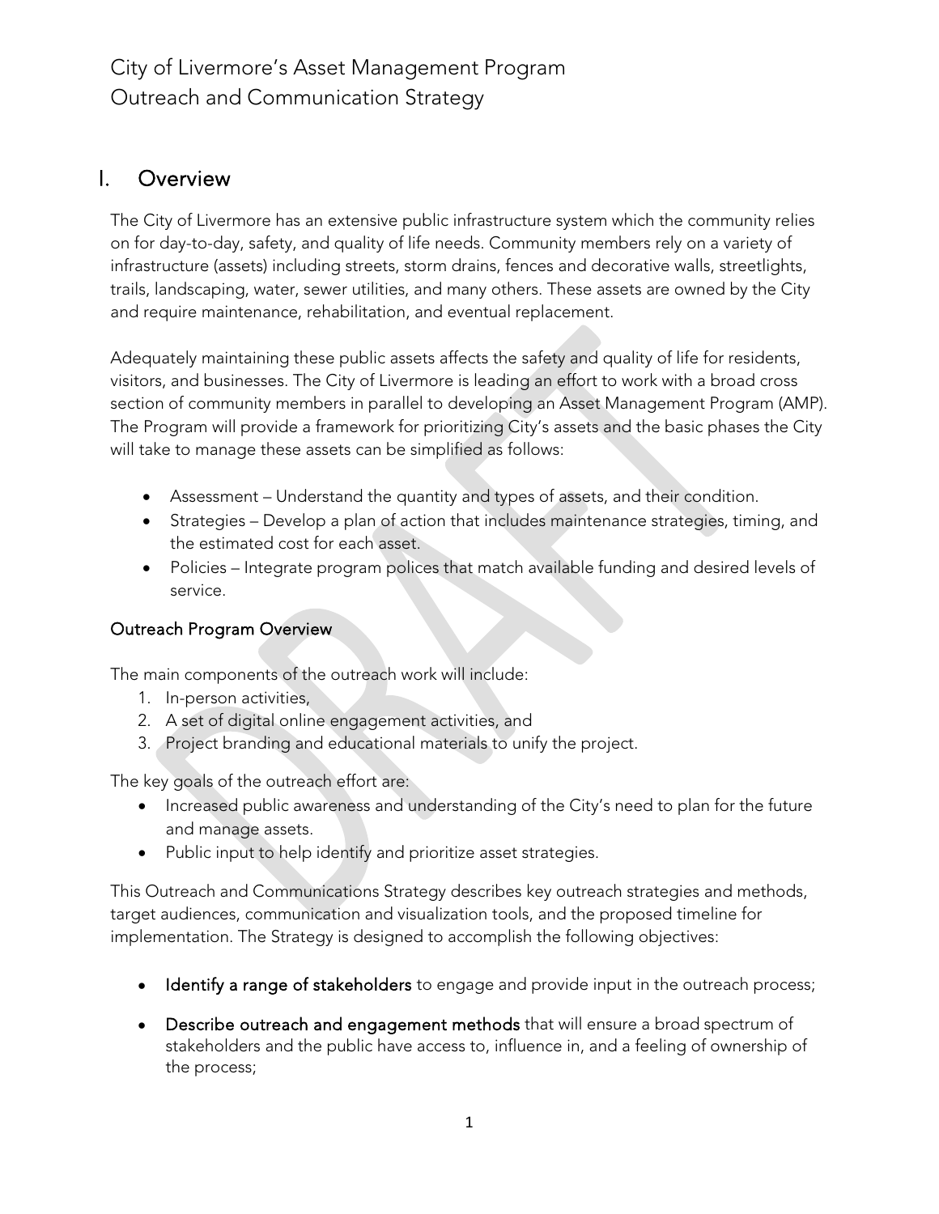# City of Livermore's Asset Management Program
# Outreach and Communication Strategy

## I. Overview

The City of Livermore has an extensive public infrastructure system which the community relies on for day-to-day, safety, and quality of life needs. Community members rely on a variety of infrastructure (assets) including streets, storm drains, fences and decorative walls, streetlights, trails, landscaping, water, sewer utilities, and many others. These assets are owned by the City and require maintenance, rehabilitation, and eventual replacement.

Adequately maintaining these public assets affects the safety and quality of life for residents, visitors, and businesses. The City of Livermore is leading an effort to work with a broad cross section of community members in parallel to developing an Asset Management Program (AMP). The Program will provide a framework for prioritizing City's assets and the basic phases the City will take to manage these assets can be simplified as follows:

- Assessment – Understand the quantity and types of assets, and their condition.
- Strategies – Develop a plan of action that includes maintenance strategies, timing, and the estimated cost for each asset.
- Policies – Integrate program polices that match available funding and desired levels of service.

### Outreach Program Overview

The main components of the outreach work will include:

1. In-person activities,
2. A set of digital online engagement activities, and
3. Project branding and educational materials to unify the project.

The key goals of the outreach effort are:

- Increased public awareness and understanding of the City's need to plan for the future and manage assets.
- Public input to help identify and prioritize asset strategies.

This Outreach and Communications Strategy describes key outreach strategies and methods, target audiences, communication and visualization tools, and the proposed timeline for implementation. The Strategy is designed to accomplish the following objectives:

- **Identify a range of stakeholders** to engage and provide input in the outreach process;
- **Describe outreach and engagement methods** that will ensure a broad spectrum of stakeholders and the public have access to, influence in, and a feeling of ownership of the process;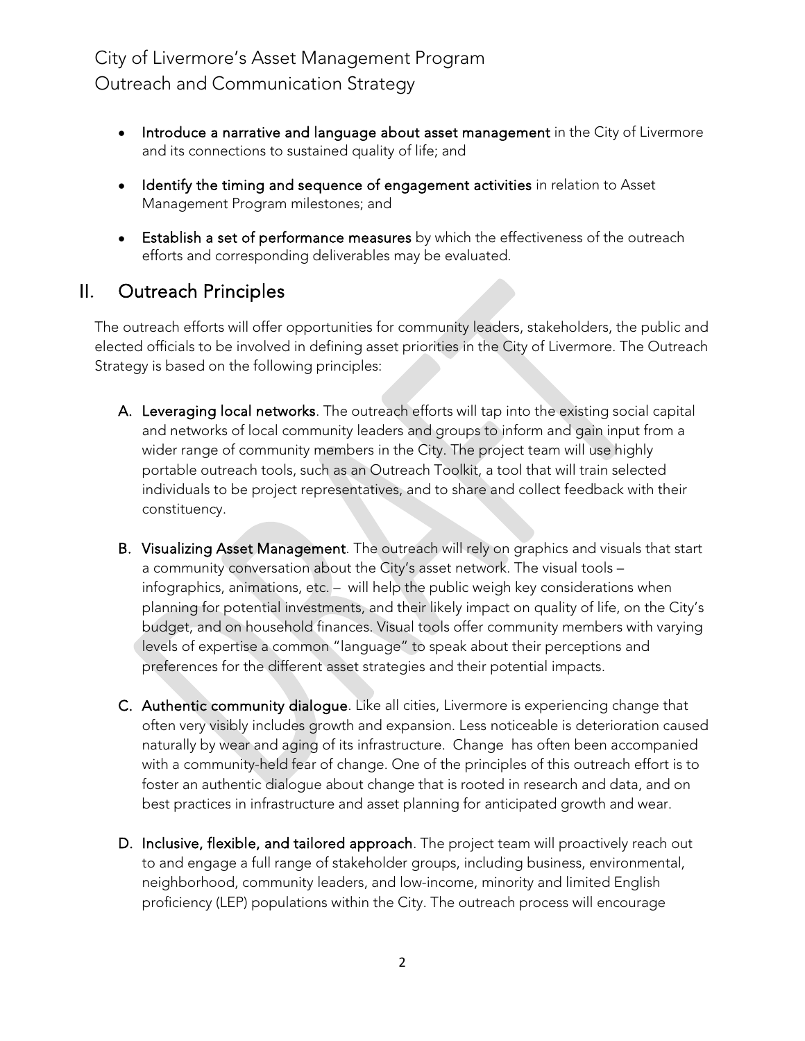- **Introduce a narrative and language about asset management** in the City of Livermore and its connections to sustained quality of life; and
- **Identify the timing and sequence of engagement activities** in relation to Asset Management Program milestones; and
- **Establish a set of performance measures** by which the effectiveness of the outreach efforts and corresponding deliverables may be evaluated.

## II. Outreach Principles

The outreach efforts will offer opportunities for community leaders, stakeholders, the public and elected officials to be involved in defining asset priorities in the City of Livermore. The Outreach Strategy is based on the following principles:

A. **Leveraging local networks**. The outreach efforts will tap into the existing social capital and networks of local community leaders and groups to inform and gain input from a wider range of community members in the City. The project team will use highly portable outreach tools, such as an Outreach Toolkit, a tool that will train selected individuals to be project representatives, and to share and collect feedback with their constituency.

B. **Visualizing Asset Management**. The outreach will rely on graphics and visuals that start a community conversation about the City's asset network. The visual tools – infographics, animations, etc. – will help the public weigh key considerations when planning for potential investments, and their likely impact on quality of life, on the City's budget, and on household finances. Visual tools offer community members with varying levels of expertise a common "language" to speak about their perceptions and preferences for the different asset strategies and their potential impacts.

C. **Authentic community dialogue**. Like all cities, Livermore is experiencing change that often very visibly includes growth and expansion. Less noticeable is deterioration caused naturally by wear and aging of its infrastructure. Change has often been accompanied with a community-held fear of change. One of the principles of this outreach effort is to foster an authentic dialogue about change that is rooted in research and data, and on best practices in infrastructure and asset planning for anticipated growth and wear.

D. **Inclusive, flexible, and tailored approach**. The project team will proactively reach out to and engage a full range of stakeholder groups, including business, environmental, neighborhood, community leaders, and low-income, minority and limited English proficiency (LEP) populations within the City. The outreach process will encourage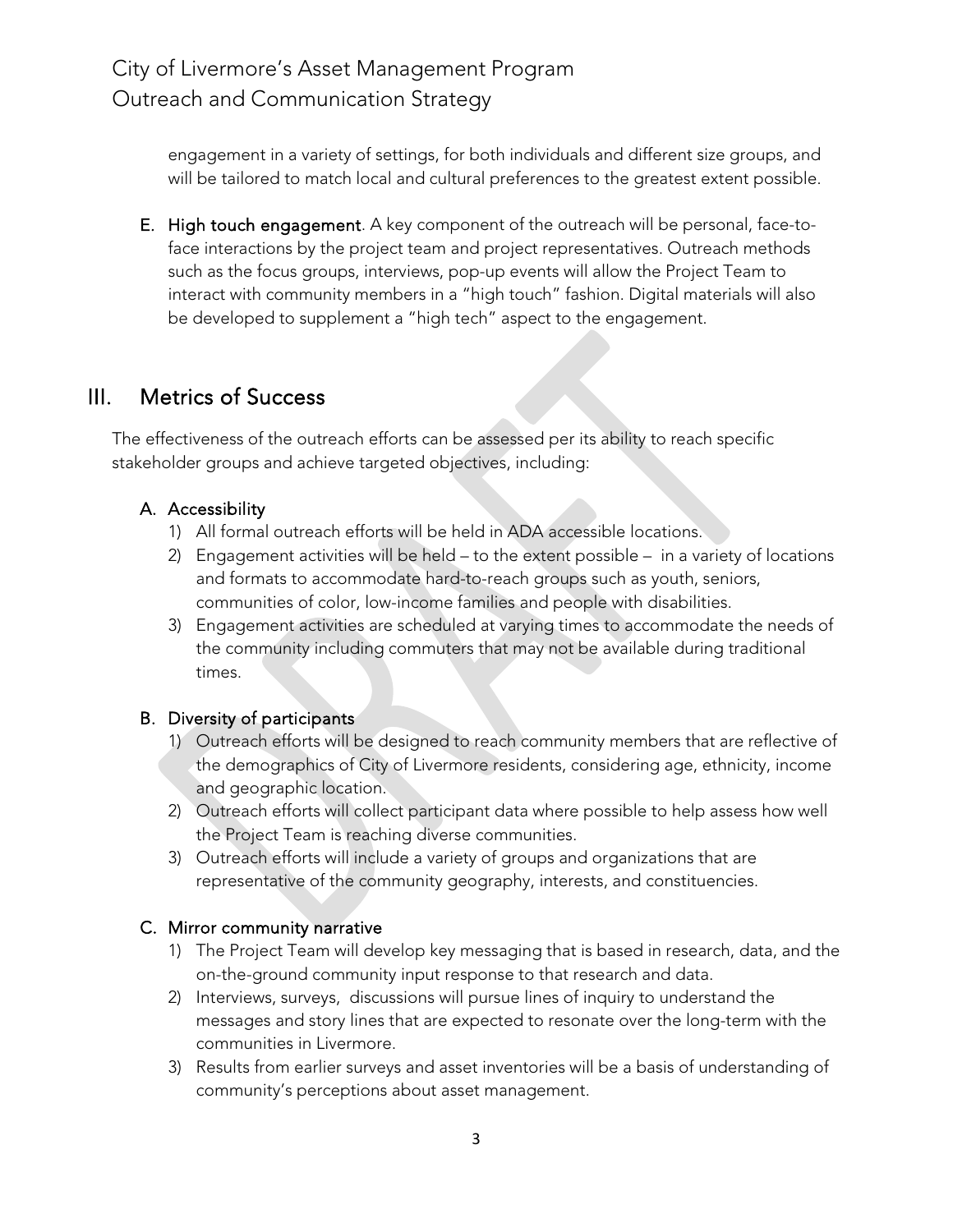engagement in a variety of settings, for both individuals and different size groups, and will be tailored to match local and cultural preferences to the greatest extent possible.

E. **High touch engagement**. A key component of the outreach will be personal, face-to-face interactions by the project team and project representatives. Outreach methods such as the focus groups, interviews, pop-up events will allow the Project Team to interact with community members in a "high touch" fashion. Digital materials will also be developed to supplement a "high tech" aspect to the engagement.

## III. Metrics of Success

The effectiveness of the outreach efforts can be assessed per its ability to reach specific stakeholder groups and achieve targeted objectives, including:

### A. Accessibility

1) All formal outreach efforts will be held in ADA accessible locations.
2) Engagement activities will be held – to the extent possible – in a variety of locations and formats to accommodate hard-to-reach groups such as youth, seniors, communities of color, low-income families and people with disabilities.
3) Engagement activities are scheduled at varying times to accommodate the needs of the community including commuters that may not be available during traditional times.

### B. Diversity of participants

1) Outreach efforts will be designed to reach community members that are reflective of the demographics of City of Livermore residents, considering age, ethnicity, income and geographic location.
2) Outreach efforts will collect participant data where possible to help assess how well the Project Team is reaching diverse communities.
3) Outreach efforts will include a variety of groups and organizations that are representative of the community geography, interests, and constituencies.

### C. Mirror community narrative

1) The Project Team will develop key messaging that is based in research, data, and the on-the-ground community input response to that research and data.
2) Interviews, surveys, discussions will pursue lines of inquiry to understand the messages and story lines that are expected to resonate over the long-term with the communities in Livermore.
3) Results from earlier surveys and asset inventories will be a basis of understanding of community's perceptions about asset management.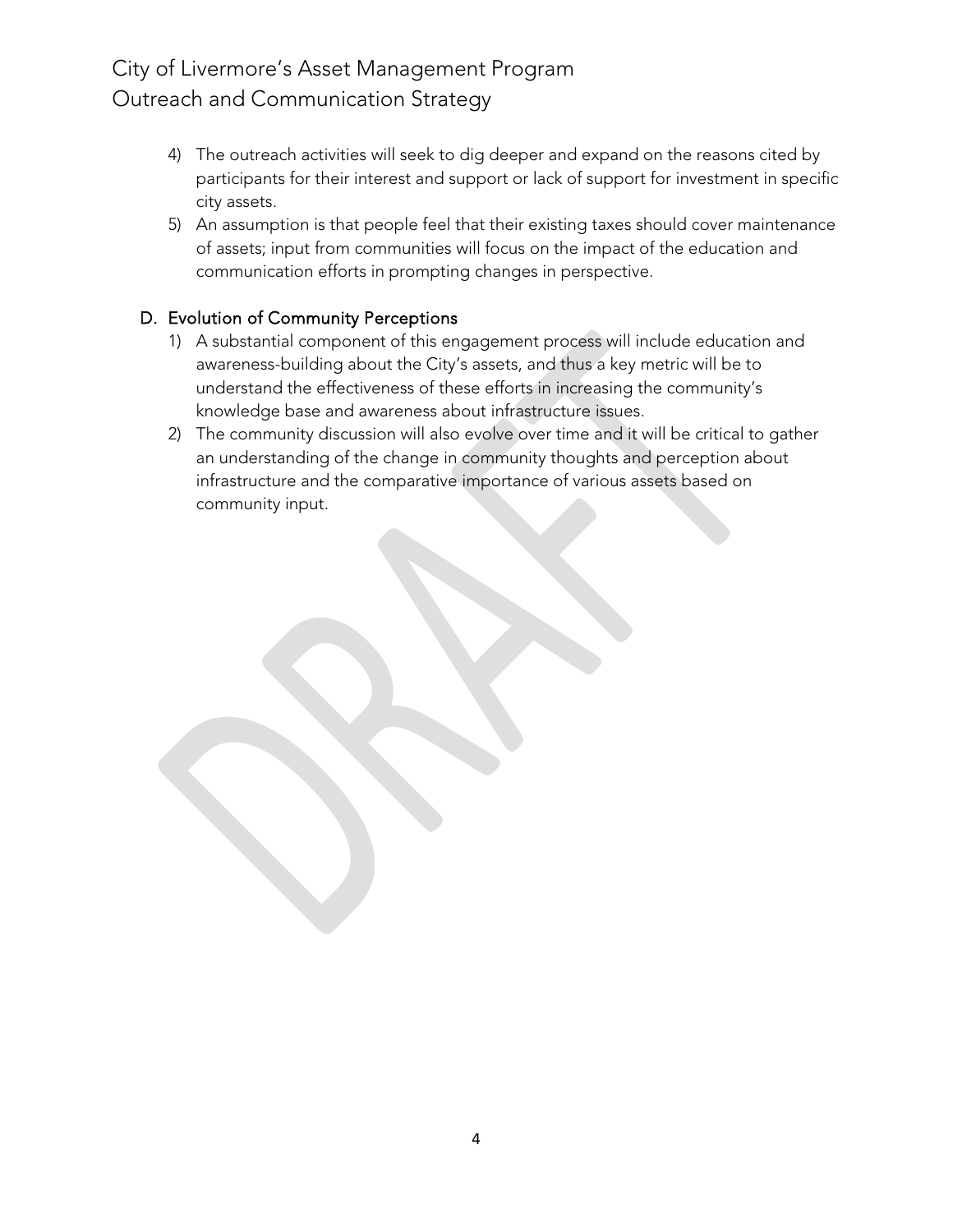4) The outreach activities will seek to dig deeper and expand on the reasons cited by participants for their interest and support or lack of support for investment in specific city assets.
5) An assumption is that people feel that their existing taxes should cover maintenance of assets; input from communities will focus on the impact of the education and communication efforts in prompting changes in perspective.

### D. Evolution of Community Perceptions

1) A substantial component of this engagement process will include education and awareness-building about the City's assets, and thus a key metric will be to understand the effectiveness of these efforts in increasing the community's knowledge base and awareness about infrastructure issues.
2) The community discussion will also evolve over time and it will be critical to gather an understanding of the change in community thoughts and perception about infrastructure and the comparative importance of various assets based on community input.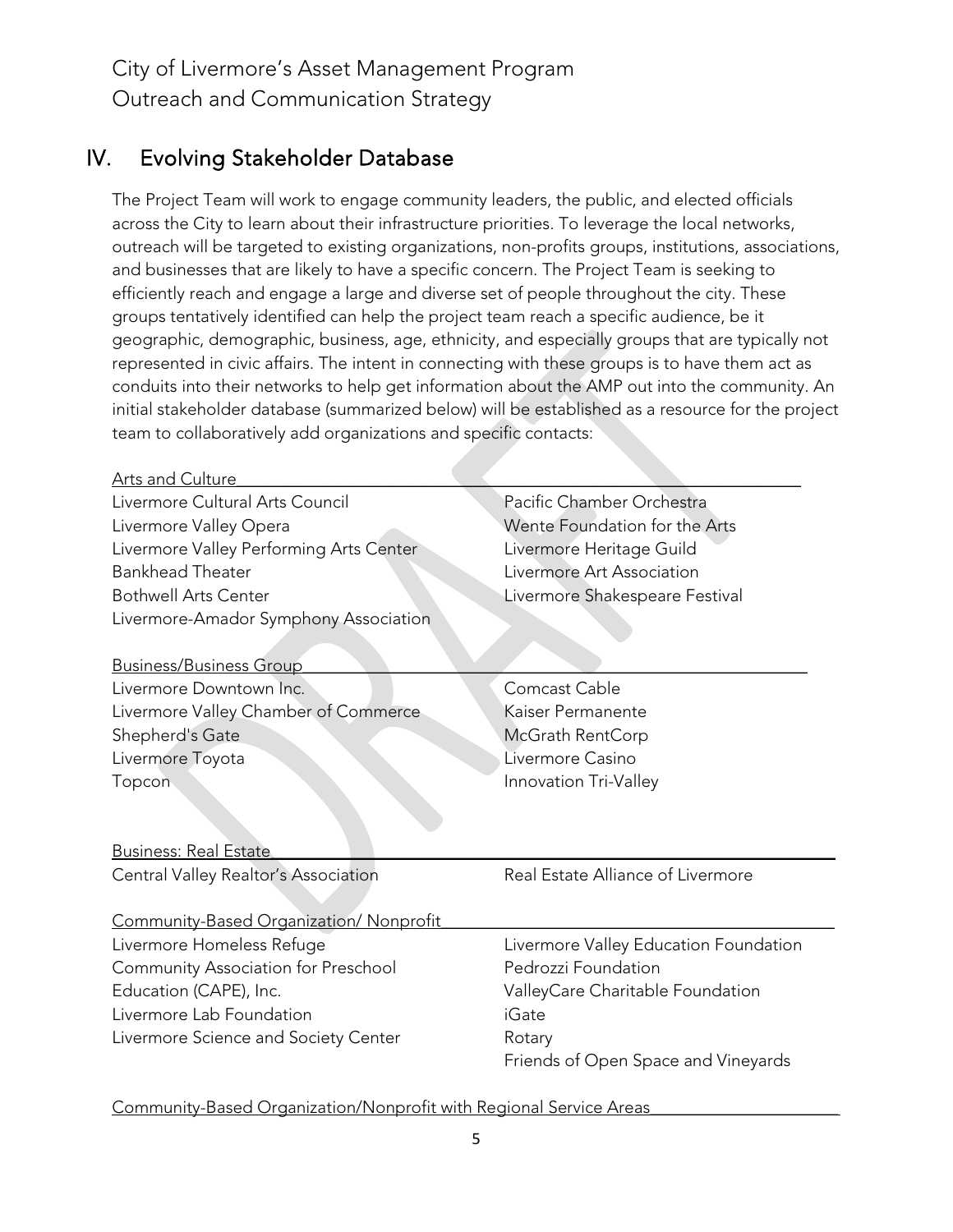## IV. Evolving Stakeholder Database

The Project Team will work to engage community leaders, the public, and elected officials across the City to learn about their infrastructure priorities. To leverage the local networks, outreach will be targeted to existing organizations, non-profits groups, institutions, associations, and businesses that are likely to have a specific concern. The Project Team is seeking to efficiently reach and engage a large and diverse set of people throughout the city. These groups tentatively identified can help the project team reach a specific audience, be it geographic, demographic, business, age, ethnicity, and especially groups that are typically not represented in civic affairs. The intent in connecting with these groups is to have them act as conduits into their networks to help get information about the AMP out into the community. An initial stakeholder database (summarized below) will be established as a resource for the project team to collaboratively add organizations and specific contacts:

**Arts and Culture**

- Livermore Cultural Arts Council
- Livermore Valley Opera
- Livermore Valley Performing Arts Center
- Bankhead Theater
- Bothwell Arts Center
- Livermore-Amador Symphony Association
- Pacific Chamber Orchestra
- Wente Foundation for the Arts
- Livermore Heritage Guild
- Livermore Art Association
- Livermore Shakespeare Festival

**Business/Business Group**

- Livermore Downtown Inc.
- Livermore Valley Chamber of Commerce
- Shepherd's Gate
- Livermore Toyota
- Topcon
- Comcast Cable
- Kaiser Permanente
- McGrath RentCorp
- Livermore Casino
- Innovation Tri-Valley

**Business: Real Estate**

- Central Valley Realtor's Association
- Real Estate Alliance of Livermore

**Community-Based Organization/ Nonprofit**

- Livermore Homeless Refuge
- Community Association for Preschool Education (CAPE), Inc.
- Livermore Lab Foundation
- Livermore Science and Society Center
- Livermore Valley Education Foundation
- Pedrozzi Foundation
- ValleyCare Charitable Foundation
- iGate
- Rotary
- Friends of Open Space and Vineyards

**Community-Based Organization/Nonprofit with Regional Service Areas**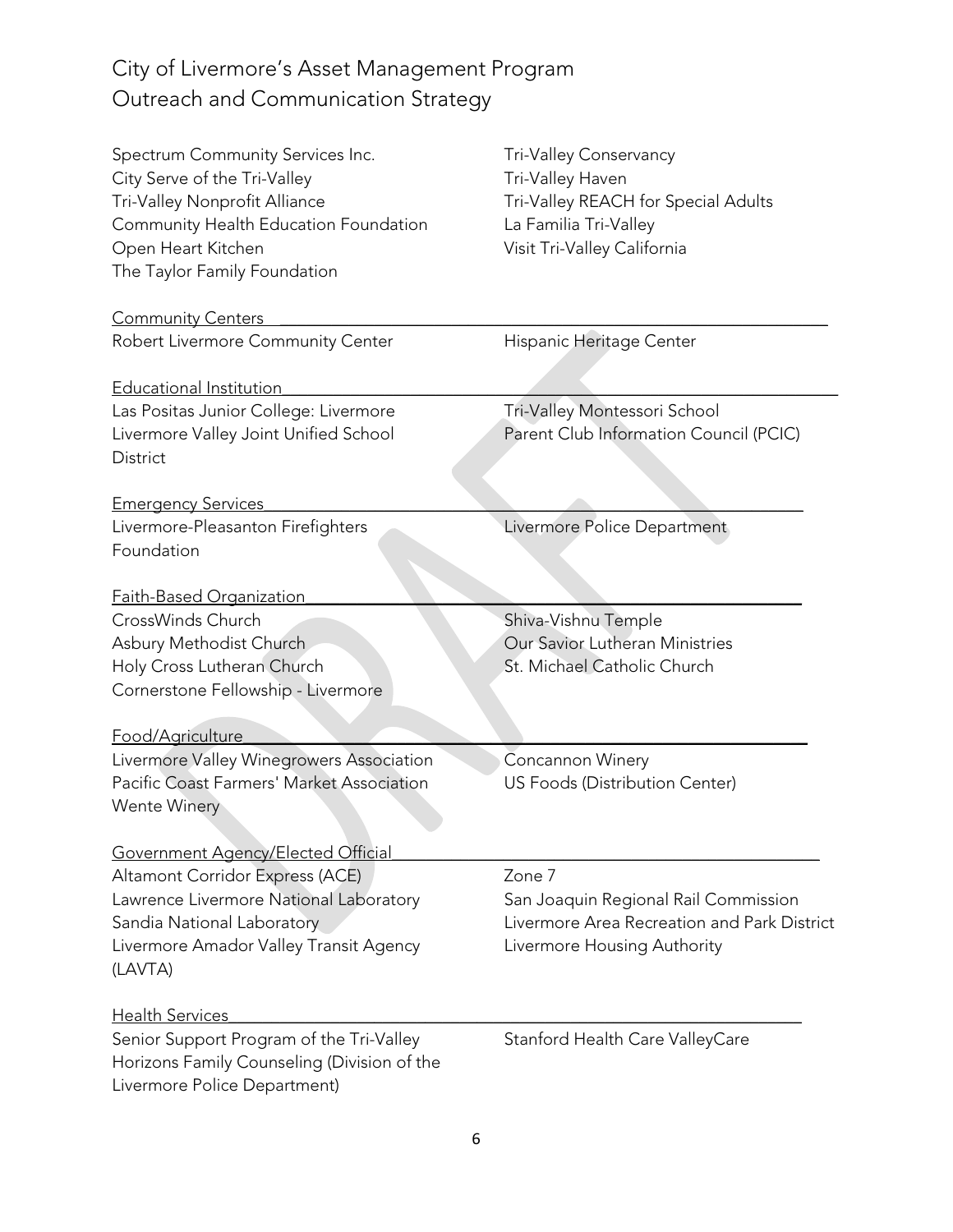Spectrum Community Services Inc.
City Serve of the Tri-Valley
Tri-Valley Nonprofit Alliance
Community Health Education Foundation
Open Heart Kitchen
The Taylor Family Foundation
Tri-Valley Conservancy
Tri-Valley Haven
Tri-Valley REACH for Special Adults
La Familia Tri-Valley
Visit Tri-Valley California

Community Centers

Robert Livermore Community Center
Hispanic Heritage Center

Educational Institution

Las Positas Junior College: Livermore
Livermore Valley Joint Unified School District
Tri-Valley Montessori School
Parent Club Information Council (PCIC)

Emergency Services

Livermore-Pleasanton Firefighters Foundation
Livermore Police Department

Faith-Based Organization

CrossWinds Church
Asbury Methodist Church
Holy Cross Lutheran Church
Cornerstone Fellowship - Livermore
Shiva-Vishnu Temple
Our Savior Lutheran Ministries
St. Michael Catholic Church

Food/Agriculture

Livermore Valley Winegrowers Association
Pacific Coast Farmers' Market Association
Wente Winery
Concannon Winery
US Foods (Distribution Center)

Government Agency/Elected Official

Altamont Corridor Express (ACE)
Lawrence Livermore National Laboratory
Sandia National Laboratory
Livermore Amador Valley Transit Agency (LAVTA)
Zone 7
San Joaquin Regional Rail Commission
Livermore Area Recreation and Park District
Livermore Housing Authority

Health Services

Senior Support Program of the Tri-Valley
Horizons Family Counseling (Division of the Livermore Police Department)
Stanford Health Care ValleyCare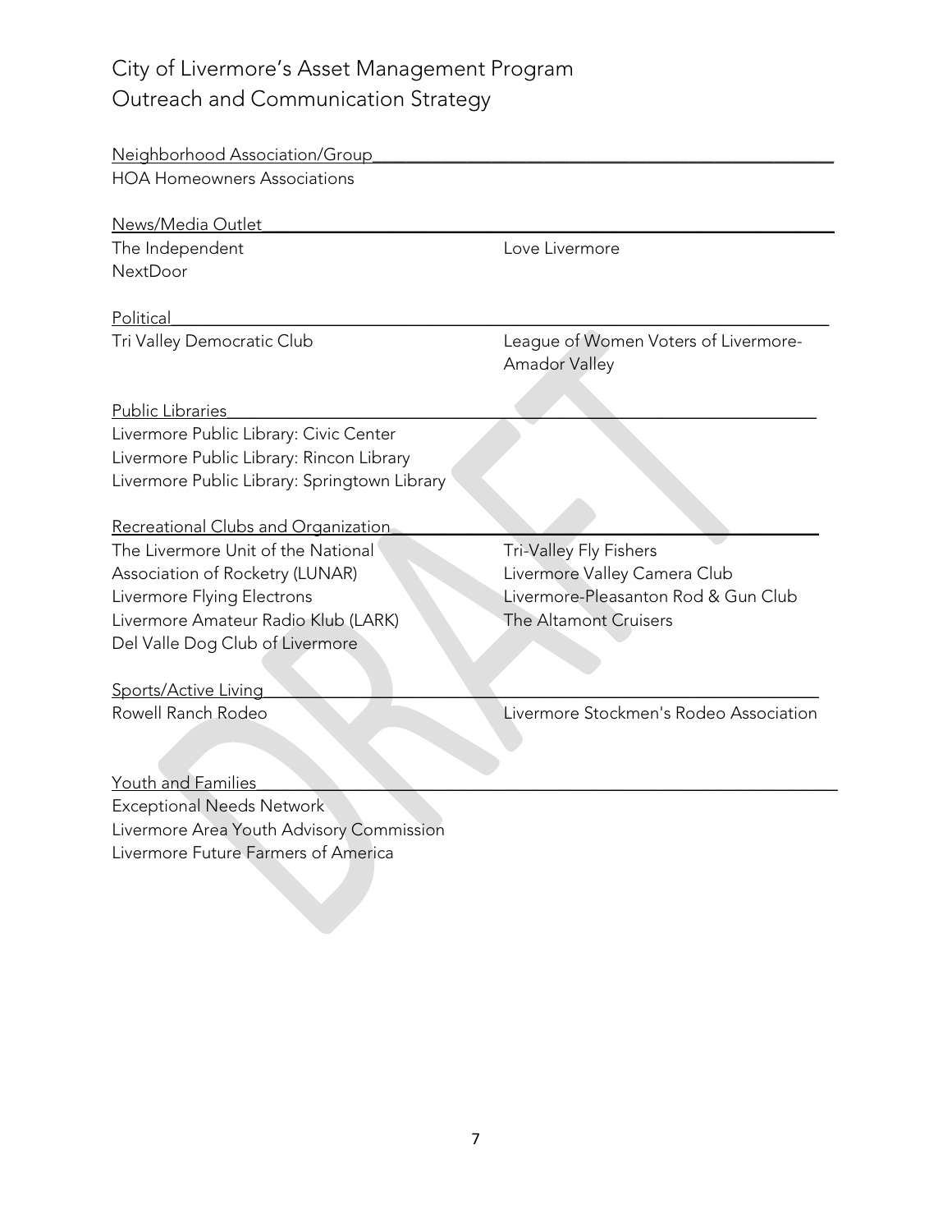City of Livermore's Asset Management Program
Outreach and Communication Strategy

Neighborhood Association/Group

HOA Homeowners Associations

News/Media Outlet

The Independent
NextDoor
Love Livermore

Political

Tri Valley Democratic Club
League of Women Voters of Livermore-Amador Valley

Public Libraries

Livermore Public Library: Civic Center
Livermore Public Library: Rincon Library
Livermore Public Library: Springtown Library

Recreational Clubs and Organization

The Livermore Unit of the National Association of Rocketry (LUNAR)
Livermore Flying Electrons
Livermore Amateur Radio Klub (LARK)
Del Valle Dog Club of Livermore
Tri-Valley Fly Fishers
Livermore Valley Camera Club
Livermore-Pleasanton Rod & Gun Club
The Altamont Cruisers

Sports/Active Living

Rowell Ranch Rodeo
Livermore Stockmen's Rodeo Association

Youth and Families

Exceptional Needs Network
Livermore Area Youth Advisory Commission
Livermore Future Farmers of America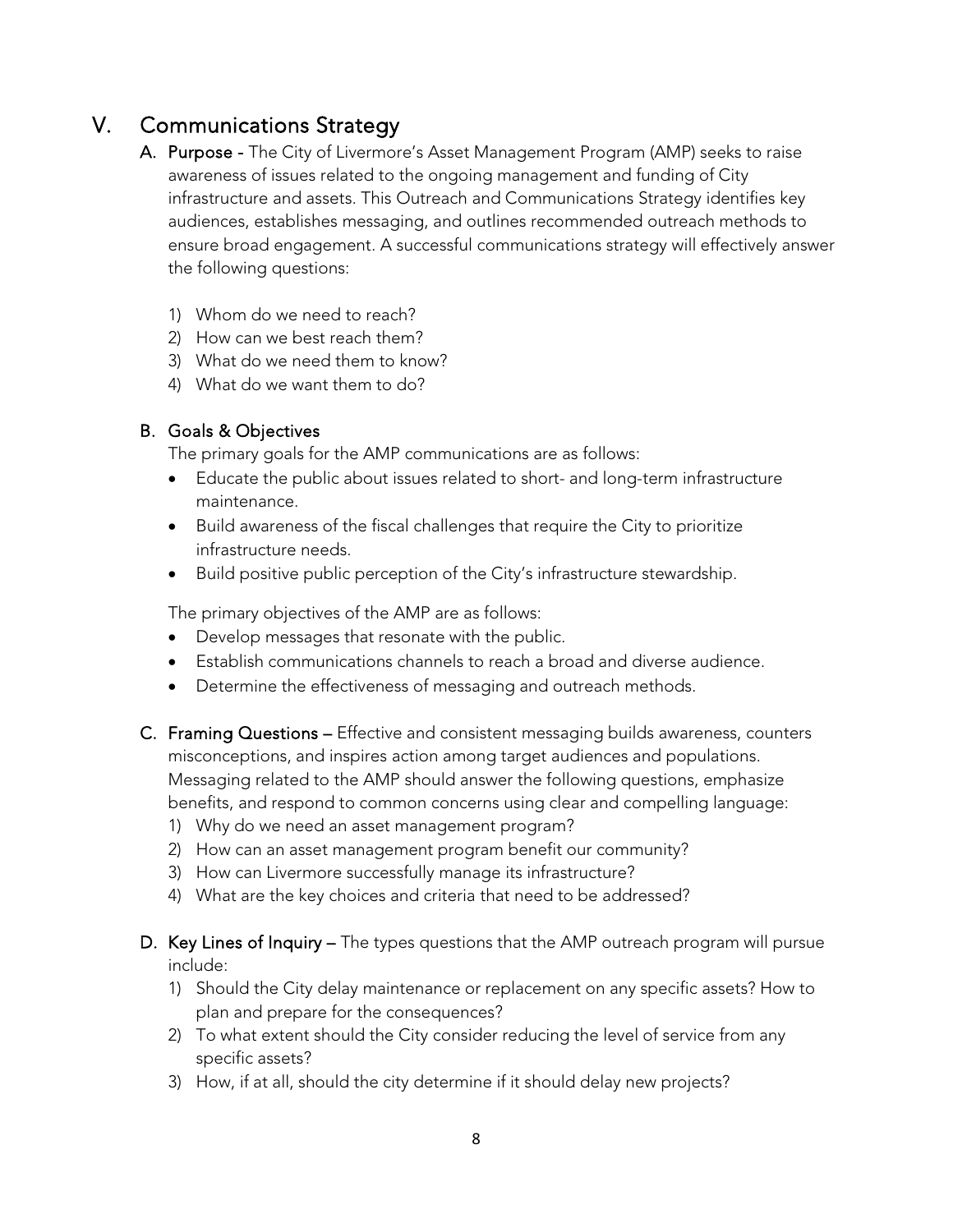## V. Communications Strategy

**A. Purpose** - The City of Livermore's Asset Management Program (AMP) seeks to raise awareness of issues related to the ongoing management and funding of City infrastructure and assets. This Outreach and Communications Strategy identifies key audiences, establishes messaging, and outlines recommended outreach methods to ensure broad engagement. A successful communications strategy will effectively answer the following questions:

1) Whom do we need to reach?
2) How can we best reach them?
3) What do we need them to know?
4) What do we want them to do?

**B. Goals & Objectives**

The primary goals for the AMP communications are as follows:

- Educate the public about issues related to short- and long-term infrastructure maintenance.
- Build awareness of the fiscal challenges that require the City to prioritize infrastructure needs.
- Build positive public perception of the City's infrastructure stewardship.

The primary objectives of the AMP are as follows:

- Develop messages that resonate with the public.
- Establish communications channels to reach a broad and diverse audience.
- Determine the effectiveness of messaging and outreach methods.

**C. Framing Questions** – Effective and consistent messaging builds awareness, counters misconceptions, and inspires action among target audiences and populations. Messaging related to the AMP should answer the following questions, emphasize benefits, and respond to common concerns using clear and compelling language:

1) Why do we need an asset management program?
2) How can an asset management program benefit our community?
3) How can Livermore successfully manage its infrastructure?
4) What are the key choices and criteria that need to be addressed?

**D. Key Lines of Inquiry** – The types questions that the AMP outreach program will pursue include:

1) Should the City delay maintenance or replacement on any specific assets? How to plan and prepare for the consequences?
2) To what extent should the City consider reducing the level of service from any specific assets?
3) How, if at all, should the city determine if it should delay new projects?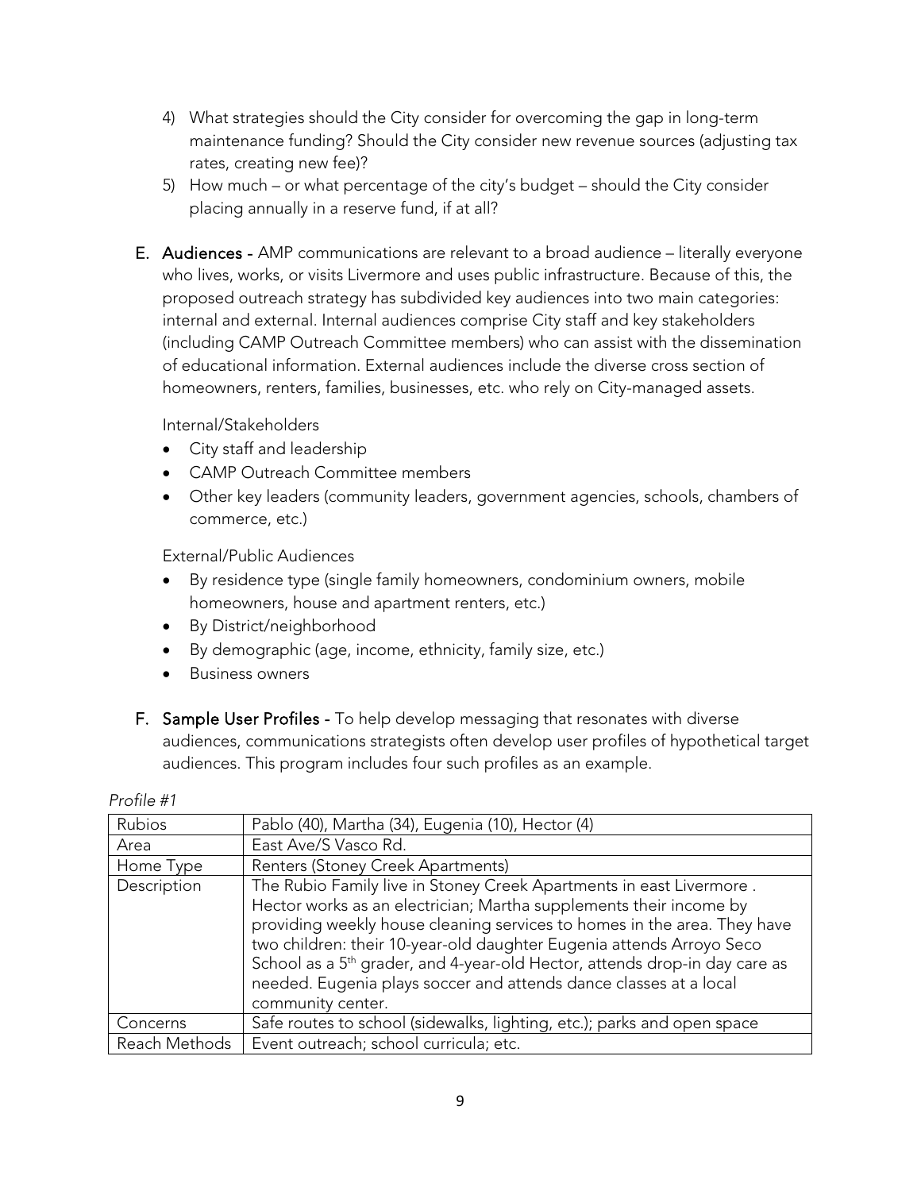4) What strategies should the City consider for overcoming the gap in long-term maintenance funding? Should the City consider new revenue sources (adjusting tax rates, creating new fee)?
5) How much – or what percentage of the city's budget – should the City consider placing annually in a reserve fund, if at all?

E. **Audiences** - AMP communications are relevant to a broad audience – literally everyone who lives, works, or visits Livermore and uses public infrastructure. Because of this, the proposed outreach strategy has subdivided key audiences into two main categories: internal and external. Internal audiences comprise City staff and key stakeholders (including CAMP Outreach Committee members) who can assist with the dissemination of educational information. External audiences include the diverse cross section of homeowners, renters, families, businesses, etc. who rely on City-managed assets.

Internal/Stakeholders

- City staff and leadership
- CAMP Outreach Committee members
- Other key leaders (community leaders, government agencies, schools, chambers of commerce, etc.)

External/Public Audiences

- By residence type (single family homeowners, condominium owners, mobile homeowners, house and apartment renters, etc.)
- By District/neighborhood
- By demographic (age, income, ethnicity, family size, etc.)
- Business owners

F. **Sample User Profiles** - To help develop messaging that resonates with diverse audiences, communications strategists often develop user profiles of hypothetical target audiences. This program includes four such profiles as an example.

*Profile #1*

| Rubios | Pablo (40), Martha (34), Eugenia (10), Hector (4) |
|---|---|
| Area | East Ave/S Vasco Rd. |
| Home Type | Renters (Stoney Creek Apartments) |
| Description | The Rubio Family live in Stoney Creek Apartments in east Livermore . Hector works as an electrician; Martha supplements their income by providing weekly house cleaning services to homes in the area. They have two children: their 10-year-old daughter Eugenia attends Arroyo Seco School as a 5th grader, and 4-year-old Hector, attends drop-in day care as needed. Eugenia plays soccer and attends dance classes at a local community center. |
| Concerns | Safe routes to school (sidewalks, lighting, etc.); parks and open space |
| Reach Methods | Event outreach; school curricula; etc. |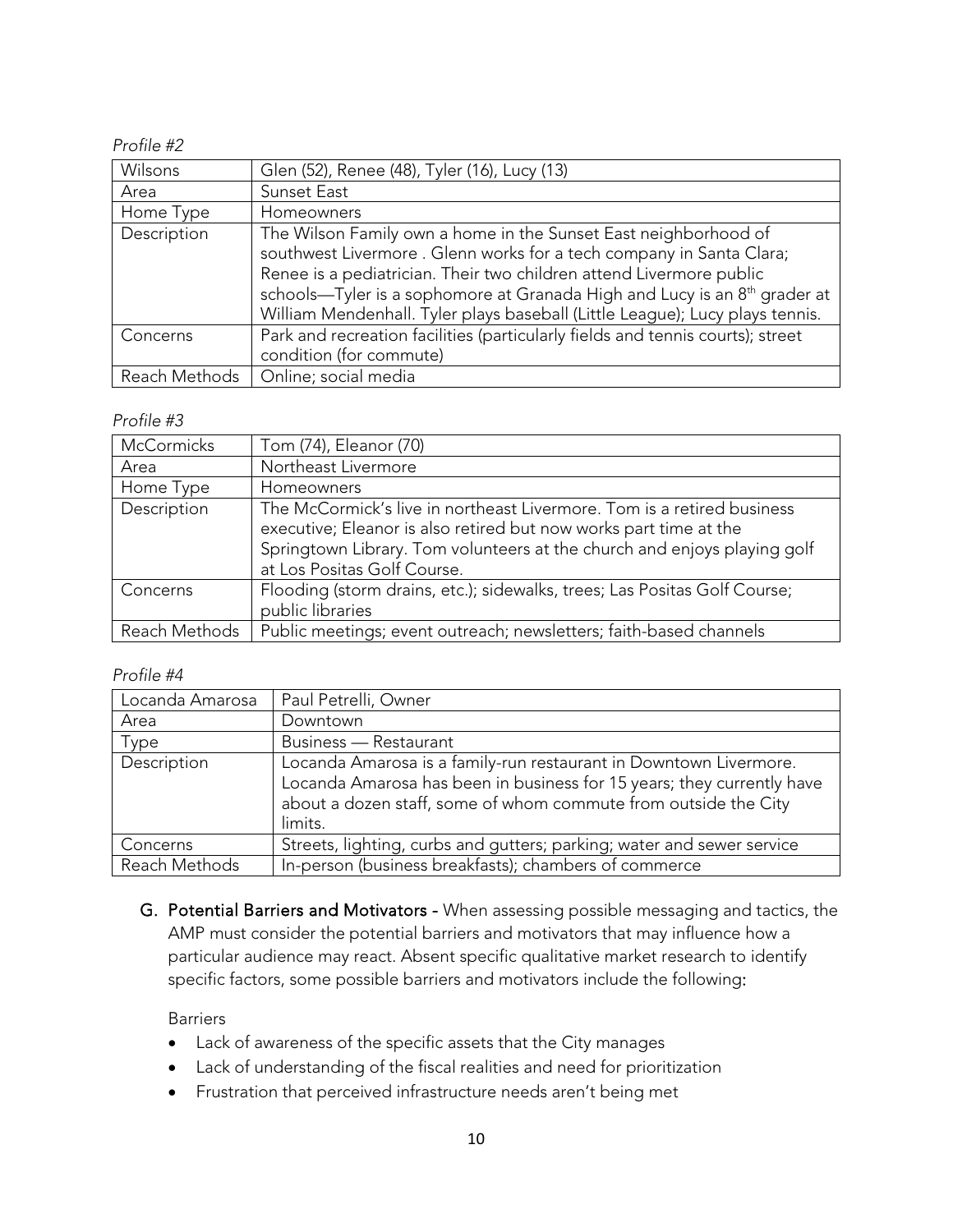*Profile #2*

| Wilsons | Glen (52), Renee (48), Tyler (16), Lucy (13) |
| --- | --- |
| Area | Sunset East |
| Home Type | Homeowners |
| Description | The Wilson Family own a home in the Sunset East neighborhood of southwest Livermore . Glenn works for a tech company in Santa Clara; Renee is a pediatrician. Their two children attend Livermore public schools—Tyler is a sophomore at Granada High and Lucy is an 8th grader at William Mendenhall. Tyler plays baseball (Little League); Lucy plays tennis. |
| Concerns | Park and recreation facilities (particularly fields and tennis courts); street condition (for commute) |
| Reach Methods | Online; social media |

*Profile #3*

| McCormicks | Tom (74), Eleanor (70) |
| --- | --- |
| Area | Northeast Livermore |
| Home Type | Homeowners |
| Description | The McCormick's live in northeast Livermore. Tom is a retired business executive; Eleanor is also retired but now works part time at the Springtown Library. Tom volunteers at the church and enjoys playing golf at Los Positas Golf Course. |
| Concerns | Flooding (storm drains, etc.); sidewalks, trees; Las Positas Golf Course; public libraries |
| Reach Methods | Public meetings; event outreach; newsletters; faith-based channels |

*Profile #4*

| Locanda Amarosa | Paul Petrelli, Owner |
| --- | --- |
| Area | Downtown |
| Type | Business — Restaurant |
| Description | Locanda Amarosa is a family-run restaurant in Downtown Livermore. Locanda Amarosa has been in business for 15 years; they currently have about a dozen staff, some of whom commute from outside the City limits. |
| Concerns | Streets, lighting, curbs and gutters; parking; water and sewer service |
| Reach Methods | In-person (business breakfasts); chambers of commerce |

G. **Potential Barriers and Motivators** - When assessing possible messaging and tactics, the AMP must consider the potential barriers and motivators that may influence how a particular audience may react. Absent specific qualitative market research to identify specific factors, some possible barriers and motivators include the following:

Barriers

- Lack of awareness of the specific assets that the City manages
- Lack of understanding of the fiscal realities and need for prioritization
- Frustration that perceived infrastructure needs aren't being met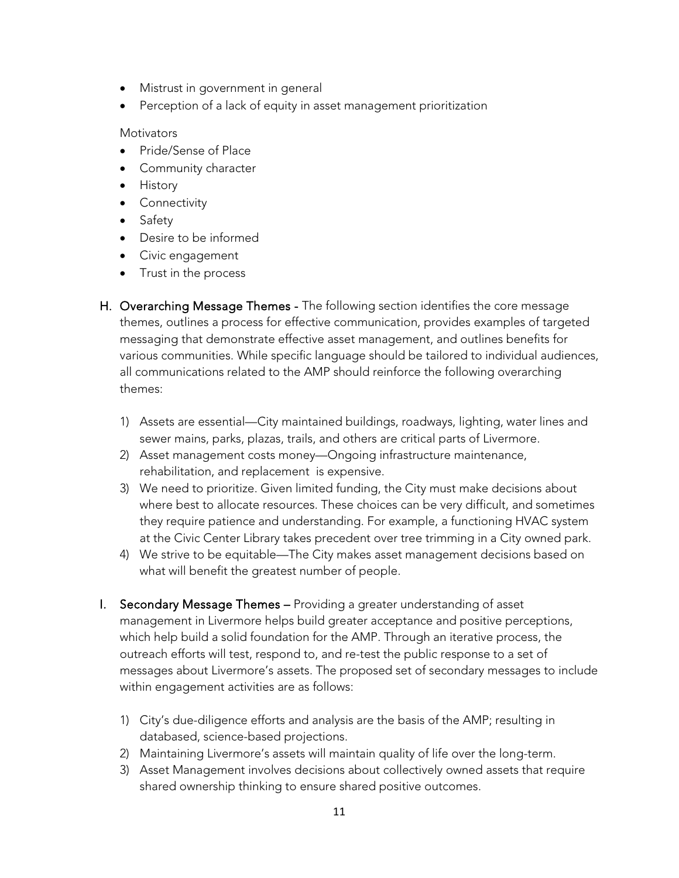- Mistrust in government in general
- Perception of a lack of equity in asset management prioritization

Motivators

- Pride/Sense of Place
- Community character
- History
- Connectivity
- Safety
- Desire to be informed
- Civic engagement
- Trust in the process

H. **Overarching Message Themes** - The following section identifies the core message themes, outlines a process for effective communication, provides examples of targeted messaging that demonstrate effective asset management, and outlines benefits for various communities. While specific language should be tailored to individual audiences, all communications related to the AMP should reinforce the following overarching themes:

1) Assets are essential—City maintained buildings, roadways, lighting, water lines and sewer mains, parks, plazas, trails, and others are critical parts of Livermore.
2) Asset management costs money—Ongoing infrastructure maintenance, rehabilitation, and replacement is expensive.
3) We need to prioritize. Given limited funding, the City must make decisions about where best to allocate resources. These choices can be very difficult, and sometimes they require patience and understanding. For example, a functioning HVAC system at the Civic Center Library takes precedent over tree trimming in a City owned park.
4) We strive to be equitable—The City makes asset management decisions based on what will benefit the greatest number of people.

I. **Secondary Message Themes** – Providing a greater understanding of asset management in Livermore helps build greater acceptance and positive perceptions, which help build a solid foundation for the AMP. Through an iterative process, the outreach efforts will test, respond to, and re-test the public response to a set of messages about Livermore's assets. The proposed set of secondary messages to include within engagement activities are as follows:

1) City's due-diligence efforts and analysis are the basis of the AMP; resulting in databased, science-based projections.
2) Maintaining Livermore's assets will maintain quality of life over the long-term.
3) Asset Management involves decisions about collectively owned assets that require shared ownership thinking to ensure shared positive outcomes.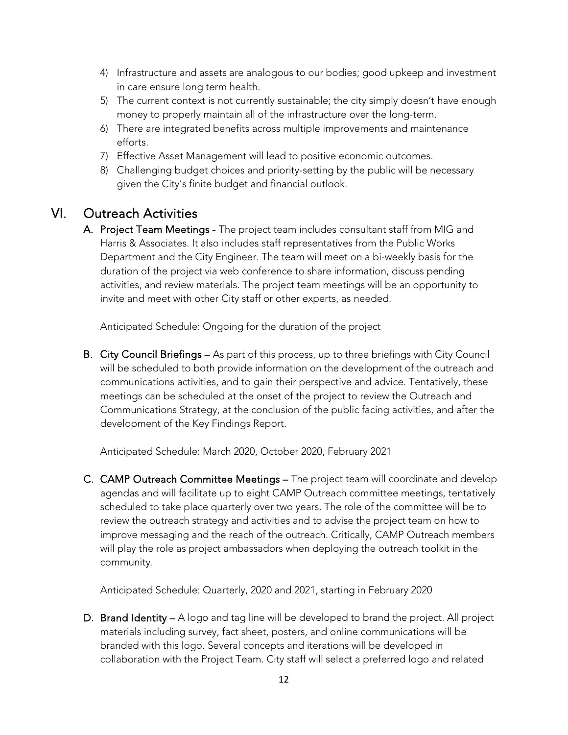4) Infrastructure and assets are analogous to our bodies; good upkeep and investment in care ensure long term health.
5) The current context is not currently sustainable; the city simply doesn't have enough money to properly maintain all of the infrastructure over the long-term.
6) There are integrated benefits across multiple improvements and maintenance efforts.
7) Effective Asset Management will lead to positive economic outcomes.
8) Challenging budget choices and priority-setting by the public will be necessary given the City's finite budget and financial outlook.

## VI. Outreach Activities

A. **Project Team Meetings -** The project team includes consultant staff from MIG and Harris & Associates. It also includes staff representatives from the Public Works Department and the City Engineer. The team will meet on a bi-weekly basis for the duration of the project via web conference to share information, discuss pending activities, and review materials. The project team meetings will be an opportunity to invite and meet with other City staff or other experts, as needed.

   Anticipated Schedule: Ongoing for the duration of the project

B. **City Council Briefings –** As part of this process, up to three briefings with City Council will be scheduled to both provide information on the development of the outreach and communications activities, and to gain their perspective and advice. Tentatively, these meetings can be scheduled at the onset of the project to review the Outreach and Communications Strategy, at the conclusion of the public facing activities, and after the development of the Key Findings Report.

   Anticipated Schedule: March 2020, October 2020, February 2021

C. **CAMP Outreach Committee Meetings –** The project team will coordinate and develop agendas and will facilitate up to eight CAMP Outreach committee meetings, tentatively scheduled to take place quarterly over two years. The role of the committee will be to review the outreach strategy and activities and to advise the project team on how to improve messaging and the reach of the outreach. Critically, CAMP Outreach members will play the role as project ambassadors when deploying the outreach toolkit in the community.

   Anticipated Schedule: Quarterly, 2020 and 2021, starting in February 2020

D. **Brand Identity –** A logo and tag line will be developed to brand the project. All project materials including survey, fact sheet, posters, and online communications will be branded with this logo. Several concepts and iterations will be developed in collaboration with the Project Team. City staff will select a preferred logo and related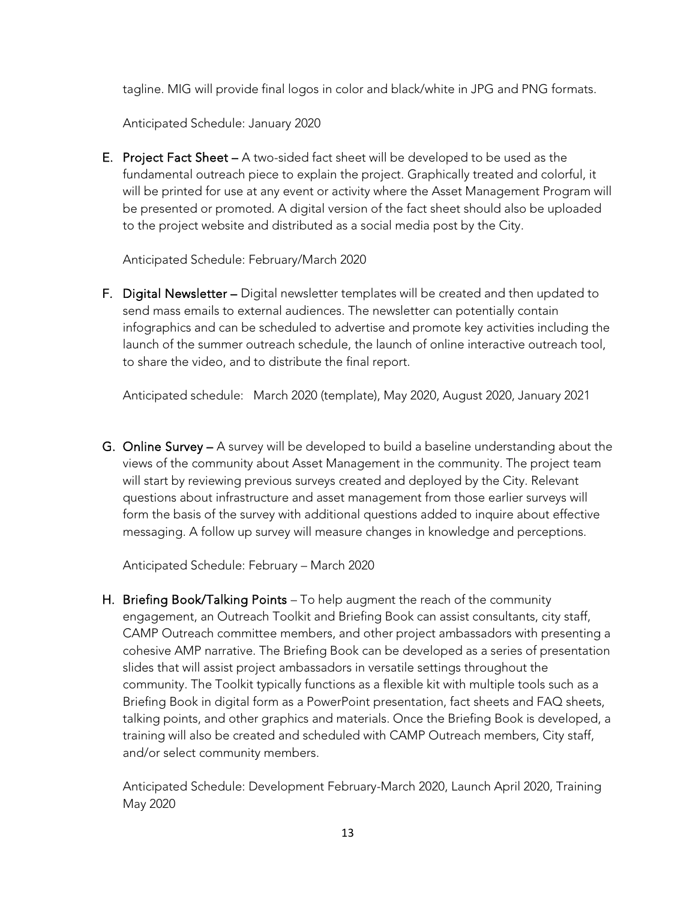tagline. MIG will provide final logos in color and black/white in JPG and PNG formats.

Anticipated Schedule: January 2020

E. **Project Fact Sheet** – A two-sided fact sheet will be developed to be used as the fundamental outreach piece to explain the project. Graphically treated and colorful, it will be printed for use at any event or activity where the Asset Management Program will be presented or promoted. A digital version of the fact sheet should also be uploaded to the project website and distributed as a social media post by the City.

   Anticipated Schedule: February/March 2020

F. **Digital Newsletter** – Digital newsletter templates will be created and then updated to send mass emails to external audiences. The newsletter can potentially contain infographics and can be scheduled to advertise and promote key activities including the launch of the summer outreach schedule, the launch of online interactive outreach tool, to share the video, and to distribute the final report.

   Anticipated schedule: March 2020 (template), May 2020, August 2020, January 2021

G. **Online Survey** – A survey will be developed to build a baseline understanding about the views of the community about Asset Management in the community. The project team will start by reviewing previous surveys created and deployed by the City. Relevant questions about infrastructure and asset management from those earlier surveys will form the basis of the survey with additional questions added to inquire about effective messaging. A follow up survey will measure changes in knowledge and perceptions.

   Anticipated Schedule: February – March 2020

H. **Briefing Book/Talking Points** – To help augment the reach of the community engagement, an Outreach Toolkit and Briefing Book can assist consultants, city staff, CAMP Outreach committee members, and other project ambassadors with presenting a cohesive AMP narrative. The Briefing Book can be developed as a series of presentation slides that will assist project ambassadors in versatile settings throughout the community. The Toolkit typically functions as a flexible kit with multiple tools such as a Briefing Book in digital form as a PowerPoint presentation, fact sheets and FAQ sheets, talking points, and other graphics and materials. Once the Briefing Book is developed, a training will also be created and scheduled with CAMP Outreach members, City staff, and/or select community members.

   Anticipated Schedule: Development February-March 2020, Launch April 2020, Training May 2020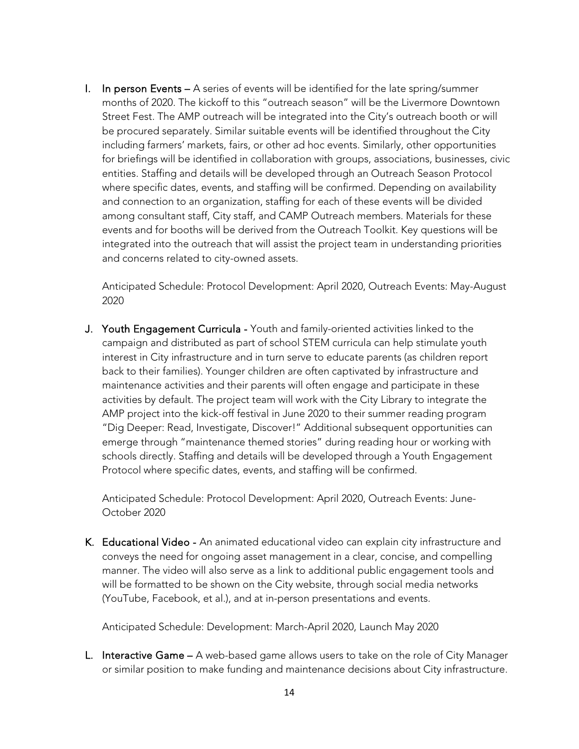I. **In person Events** – A series of events will be identified for the late spring/summer months of 2020. The kickoff to this "outreach season" will be the Livermore Downtown Street Fest. The AMP outreach will be integrated into the City's outreach booth or will be procured separately. Similar suitable events will be identified throughout the City including farmers' markets, fairs, or other ad hoc events. Similarly, other opportunities for briefings will be identified in collaboration with groups, associations, businesses, civic entities. Staffing and details will be developed through an Outreach Season Protocol where specific dates, events, and staffing will be confirmed. Depending on availability and connection to an organization, staffing for each of these events will be divided among consultant staff, City staff, and CAMP Outreach members. Materials for these events and for booths will be derived from the Outreach Toolkit. Key questions will be integrated into the outreach that will assist the project team in understanding priorities and concerns related to city-owned assets.

   Anticipated Schedule: Protocol Development: April 2020, Outreach Events: May-August 2020

J. **Youth Engagement Curricula** - Youth and family-oriented activities linked to the campaign and distributed as part of school STEM curricula can help stimulate youth interest in City infrastructure and in turn serve to educate parents (as children report back to their families). Younger children are often captivated by infrastructure and maintenance activities and their parents will often engage and participate in these activities by default. The project team will work with the City Library to integrate the AMP project into the kick-off festival in June 2020 to their summer reading program "Dig Deeper: Read, Investigate, Discover!" Additional subsequent opportunities can emerge through "maintenance themed stories" during reading hour or working with schools directly. Staffing and details will be developed through a Youth Engagement Protocol where specific dates, events, and staffing will be confirmed.

   Anticipated Schedule: Protocol Development: April 2020, Outreach Events: June-October 2020

K. **Educational Video** - An animated educational video can explain city infrastructure and conveys the need for ongoing asset management in a clear, concise, and compelling manner. The video will also serve as a link to additional public engagement tools and will be formatted to be shown on the City website, through social media networks (YouTube, Facebook, et al.), and at in-person presentations and events.

   Anticipated Schedule: Development: March-April 2020, Launch May 2020

L. **Interactive Game** – A web-based game allows users to take on the role of City Manager or similar position to make funding and maintenance decisions about City infrastructure.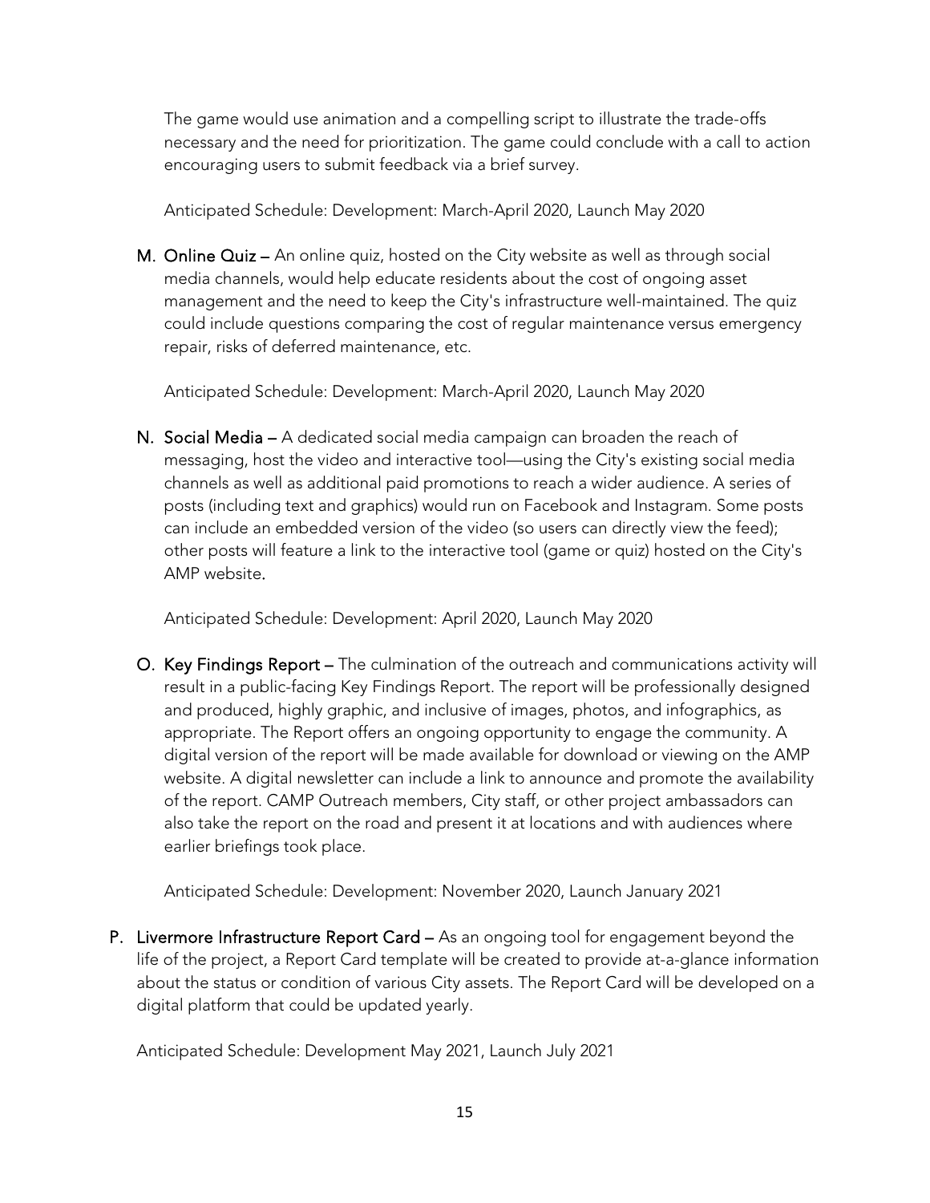The game would use animation and a compelling script to illustrate the trade-offs necessary and the need for prioritization. The game could conclude with a call to action encouraging users to submit feedback via a brief survey.

Anticipated Schedule: Development: March-April 2020, Launch May 2020

M. **Online Quiz** – An online quiz, hosted on the City website as well as through social media channels, would help educate residents about the cost of ongoing asset management and the need to keep the City's infrastructure well-maintained. The quiz could include questions comparing the cost of regular maintenance versus emergency repair, risks of deferred maintenance, etc.

   Anticipated Schedule: Development: March-April 2020, Launch May 2020

N. **Social Media** – A dedicated social media campaign can broaden the reach of messaging, host the video and interactive tool—using the City's existing social media channels as well as additional paid promotions to reach a wider audience. A series of posts (including text and graphics) would run on Facebook and Instagram. Some posts can include an embedded version of the video (so users can directly view the feed); other posts will feature a link to the interactive tool (game or quiz) hosted on the City's AMP website.

   Anticipated Schedule: Development: April 2020, Launch May 2020

O. **Key Findings Report** – The culmination of the outreach and communications activity will result in a public-facing Key Findings Report. The report will be professionally designed and produced, highly graphic, and inclusive of images, photos, and infographics, as appropriate. The Report offers an ongoing opportunity to engage the community. A digital version of the report will be made available for download or viewing on the AMP website. A digital newsletter can include a link to announce and promote the availability of the report. CAMP Outreach members, City staff, or other project ambassadors can also take the report on the road and present it at locations and with audiences where earlier briefings took place.

   Anticipated Schedule: Development: November 2020, Launch January 2021

P. **Livermore Infrastructure Report Card** – As an ongoing tool for engagement beyond the life of the project, a Report Card template will be created to provide at-a-glance information about the status or condition of various City assets. The Report Card will be developed on a digital platform that could be updated yearly.

Anticipated Schedule: Development May 2021, Launch July 2021